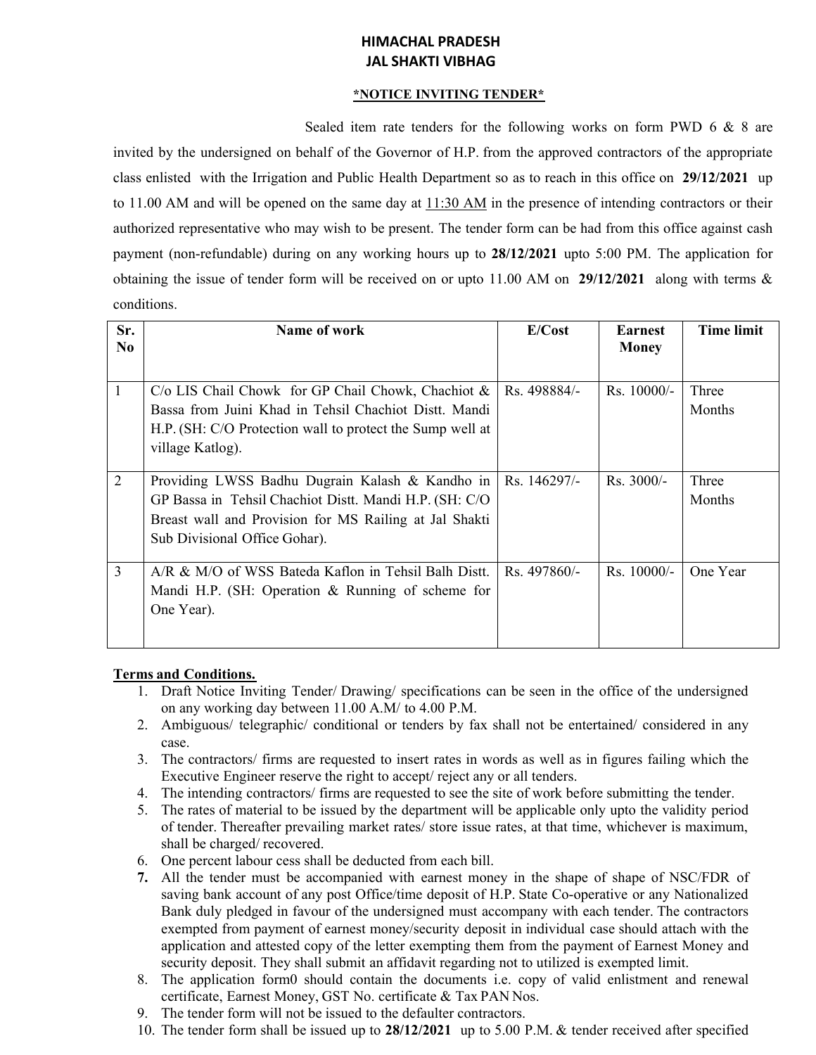# HIMACHAL PRADESH
# JAL SHAKTI VIBHAG

**\*NOTICE INVITING TENDER\***

Sealed item rate tenders for the following works on form PWD 6 & 8 are invited by the undersigned on behalf of the Governor of H.P. from the approved contractors of the appropriate class enlisted with the Irrigation and Public Health Department so as to reach in this office on **29/12/2021** up to 11.00 AM and will be opened on the same day at 11:30 AM in the presence of intending contractors or their authorized representative who may wish to be present. The tender form can be had from this office against cash payment (non-refundable) during on any working hours up to **28/12/2021** upto 5:00 PM. The application for obtaining the issue of tender form will be received on or upto 11.00 AM on **29/12/2021** along with terms & conditions.

| Sr. No | Name of work | E/Cost | Earnest Money | Time limit |
|---|---|---|---|---|
| 1 | C/o LIS Chail Chowk for GP Chail Chowk, Chachiot & Bassa from Juini Khad in Tehsil Chachiot Distt. Mandi H.P. (SH: C/O Protection wall to protect the Sump well at village Katlog). | Rs. 498884/- | Rs. 10000/- | Three Months |
| 2 | Providing LWSS Badhu Dugrain Kalash & Kandho in GP Bassa in Tehsil Chachiot Distt. Mandi H.P. (SH: C/O Breast wall and Provision for MS Railing at Jal Shakti Sub Divisional Office Gohar). | Rs. 146297/- | Rs. 3000/- | Three Months |
| 3 | A/R & M/O of WSS Bateda Kaflon in Tehsil Balh Distt. Mandi H.P. (SH: Operation & Running of scheme for One Year). | Rs. 497860/- | Rs. 10000/- | One Year |

**Terms and Conditions.**

1. Draft Notice Inviting Tender/ Drawing/ specifications can be seen in the office of the undersigned on any working day between 11.00 A.M/ to 4.00 P.M.
2. Ambiguous/ telegraphic/ conditional or tenders by fax shall not be entertained/ considered in any case.
3. The contractors/ firms are requested to insert rates in words as well as in figures failing which the Executive Engineer reserve the right to accept/ reject any or all tenders.
4. The intending contractors/ firms are requested to see the site of work before submitting the tender.
5. The rates of material to be issued by the department will be applicable only upto the validity period of tender. Thereafter prevailing market rates/ store issue rates, at that time, whichever is maximum, shall be charged/ recovered.
6. One percent labour cess shall be deducted from each bill.
7. All the tender must be accompanied with earnest money in the shape of shape of NSC/FDR of saving bank account of any post Office/time deposit of H.P. State Co-operative or any Nationalized Bank duly pledged in favour of the undersigned must accompany with each tender. The contractors exempted from payment of earnest money/security deposit in individual case should attach with the application and attested copy of the letter exempting them from the payment of Earnest Money and security deposit. They shall submit an affidavit regarding not to utilized is exempted limit.
8. The application form0 should contain the documents i.e. copy of valid enlistment and renewal certificate, Earnest Money, GST No. certificate & Tax PAN Nos.
9. The tender form will not be issued to the defaulter contractors.
10. The tender form shall be issued up to **28/12/2021** up to 5.00 P.M. & tender received after specified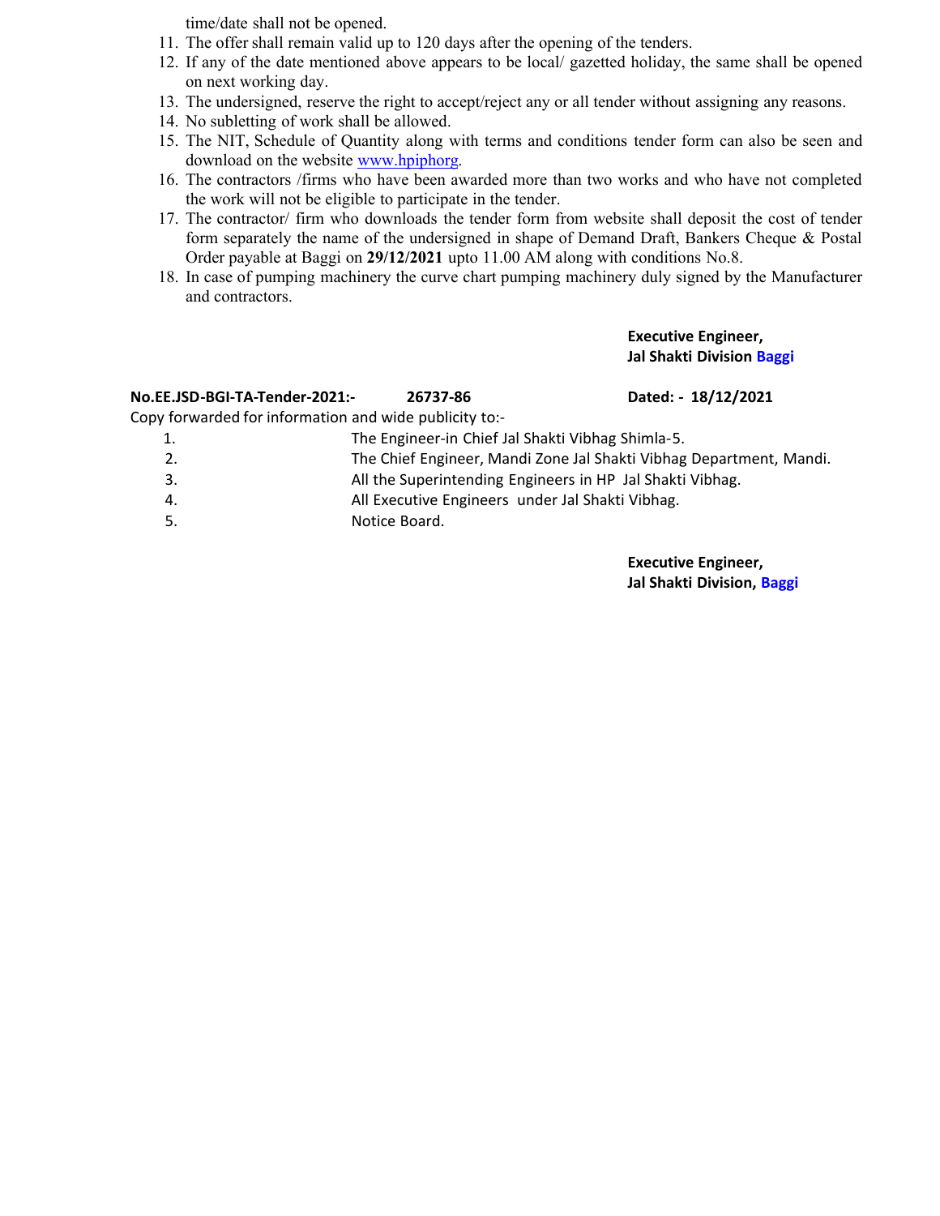time/date shall not be opened.

11. The offer shall remain valid up to 120 days after the opening of the tenders.
12. If any of the date mentioned above appears to be local/ gazetted holiday, the same shall be opened on next working day.
13. The undersigned, reserve the right to accept/reject any or all tender without assigning any reasons.
14. No subletting of work shall be allowed.
15. The NIT, Schedule of Quantity along with terms and conditions tender form can also be seen and download on the website www.hpiphorg.
16. The contractors /firms who have been awarded more than two works and who have not completed the work will not be eligible to participate in the tender.
17. The contractor/ firm who downloads the tender form from website shall deposit the cost of tender form separately the name of the undersigned in shape of Demand Draft, Bankers Cheque & Postal Order payable at Baggi on **29/12/2021** upto 11.00 AM along with conditions No.8.
18. In case of pumping machinery the curve chart pumping machinery duly signed by the Manufacturer and contractors.

**Executive Engineer,**
**Jal Shakti Division Baggi**

**No.EE.JSD-BGI-TA-Tender-2021:- 26737-86 Dated: - 18/12/2021**

Copy forwarded for information and wide publicity to:-

1. The Engineer-in Chief Jal Shakti Vibhag Shimla-5.
2. The Chief Engineer, Mandi Zone Jal Shakti Vibhag Department, Mandi.
3. All the Superintending Engineers in HP Jal Shakti Vibhag.
4. All Executive Engineers under Jal Shakti Vibhag.
5. Notice Board.

**Executive Engineer,**
**Jal Shakti Division, Baggi**